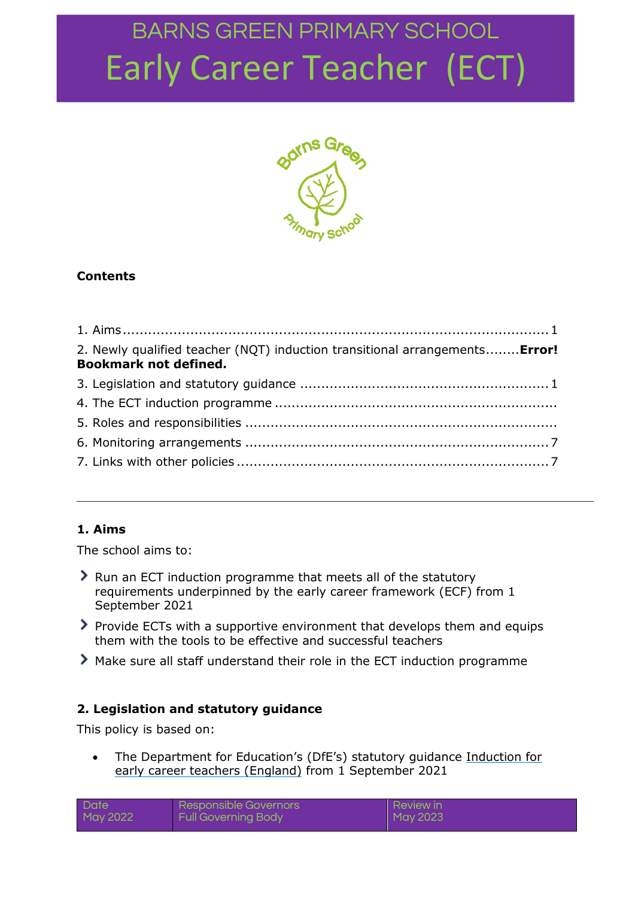# BARNS GREEN PRIMARY SCHOOL

# Early Career Teacher (ECT)

**Contents**

1. Aims ........................................................................................ 1
2. Newly qualified teacher (NQT) induction transitional arrangements........**Error! Bookmark not defined.**
3. Legislation and statutory guidance ........................................................ 1
4. The ECT induction programme .................................................................
5. Roles and responsibilities .......................................................................
6. Monitoring arrangements ...................................................................... 7
7. Links with other policies ........................................................................ 7

---

## 1. Aims

The school aims to:

- Run an ECT induction programme that meets all of the statutory requirements underpinned by the early career framework (ECF) from 1 September 2021
- Provide ECTs with a supportive environment that develops them and equips them with the tools to be effective and successful teachers
- Make sure all staff understand their role in the ECT induction programme

## 2. Legislation and statutory guidance

This policy is based on:

- The Department for Education's (DfE's) statutory guidance Induction for early career teachers (England) from 1 September 2021

| Date | Responsible Governors | Review in |
|---|---|---|
| May 2022 | Full Governing Body | May 2023 |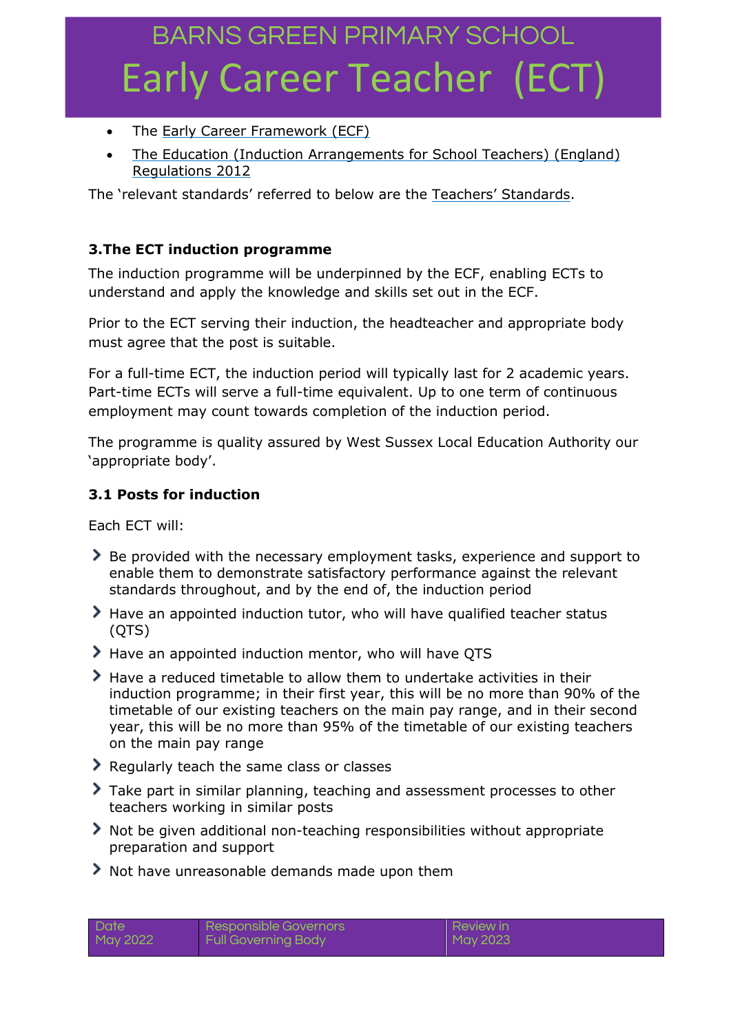- The Early Career Framework (ECF)
- The Education (Induction Arrangements for School Teachers) (England) Regulations 2012

The 'relevant standards' referred to below are the Teachers' Standards.

### 3.The ECT induction programme

The induction programme will be underpinned by the ECF, enabling ECTs to understand and apply the knowledge and skills set out in the ECF.

Prior to the ECT serving their induction, the headteacher and appropriate body must agree that the post is suitable.

For a full-time ECT, the induction period will typically last for 2 academic years. Part-time ECTs will serve a full-time equivalent. Up to one term of continuous employment may count towards completion of the induction period.

The programme is quality assured by West Sussex Local Education Authority our 'appropriate body'.

### 3.1 Posts for induction

Each ECT will:

- Be provided with the necessary employment tasks, experience and support to enable them to demonstrate satisfactory performance against the relevant standards throughout, and by the end of, the induction period
- Have an appointed induction tutor, who will have qualified teacher status (QTS)
- Have an appointed induction mentor, who will have QTS
- Have a reduced timetable to allow them to undertake activities in their induction programme; in their first year, this will be no more than 90% of the timetable of our existing teachers on the main pay range, and in their second year, this will be no more than 95% of the timetable of our existing teachers on the main pay range
- Regularly teach the same class or classes
- Take part in similar planning, teaching and assessment processes to other teachers working in similar posts
- Not be given additional non-teaching responsibilities without appropriate preparation and support
- Not have unreasonable demands made upon them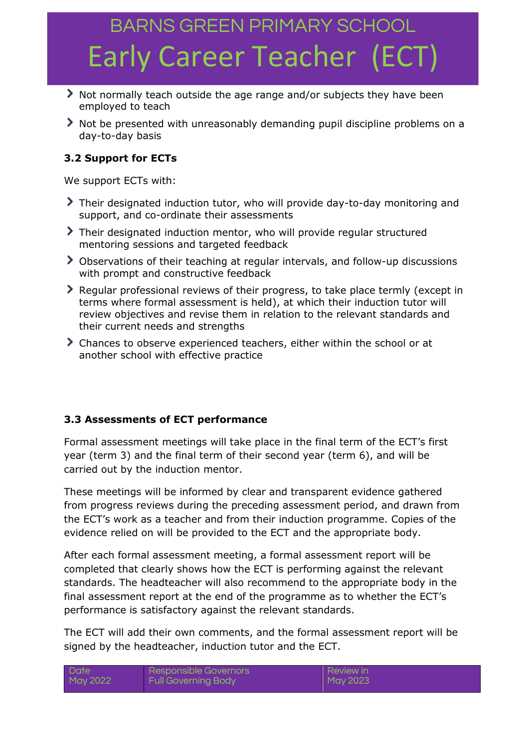- Not normally teach outside the age range and/or subjects they have been employed to teach
- Not be presented with unreasonably demanding pupil discipline problems on a day-to-day basis

### 3.2 Support for ECTs

We support ECTs with:

- Their designated induction tutor, who will provide day-to-day monitoring and support, and co-ordinate their assessments
- Their designated induction mentor, who will provide regular structured mentoring sessions and targeted feedback
- Observations of their teaching at regular intervals, and follow-up discussions with prompt and constructive feedback
- Regular professional reviews of their progress, to take place termly (except in terms where formal assessment is held), at which their induction tutor will review objectives and revise them in relation to the relevant standards and their current needs and strengths
- Chances to observe experienced teachers, either within the school or at another school with effective practice

### 3.3 Assessments of ECT performance

Formal assessment meetings will take place in the final term of the ECT's first year (term 3) and the final term of their second year (term 6), and will be carried out by the induction mentor.

These meetings will be informed by clear and transparent evidence gathered from progress reviews during the preceding assessment period, and drawn from the ECT's work as a teacher and from their induction programme. Copies of the evidence relied on will be provided to the ECT and the appropriate body.

After each formal assessment meeting, a formal assessment report will be completed that clearly shows how the ECT is performing against the relevant standards. The headteacher will also recommend to the appropriate body in the final assessment report at the end of the programme as to whether the ECT's performance is satisfactory against the relevant standards.

The ECT will add their own comments, and the formal assessment report will be signed by the headteacher, induction tutor and the ECT.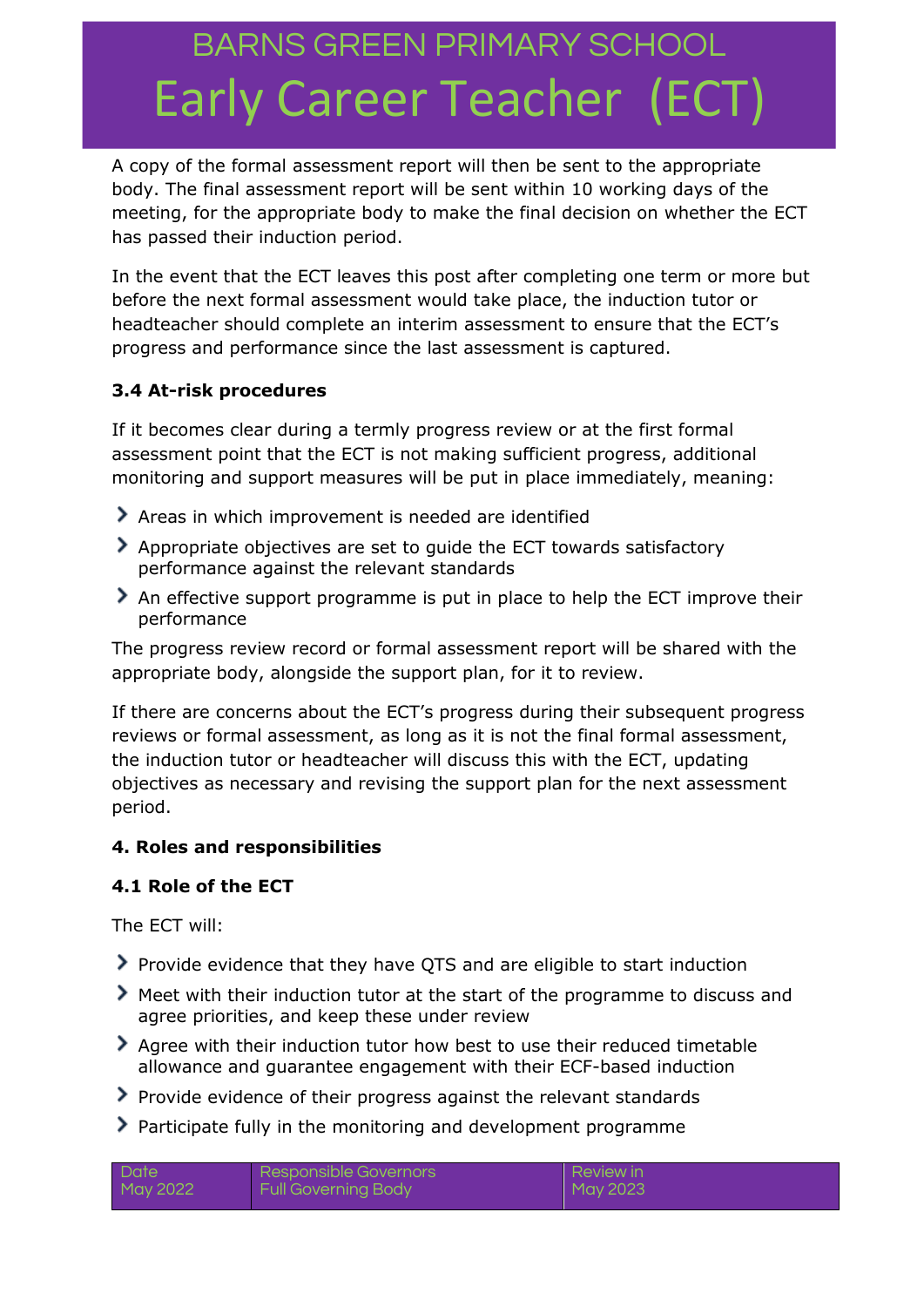A copy of the formal assessment report will then be sent to the appropriate body. The final assessment report will be sent within 10 working days of the meeting, for the appropriate body to make the final decision on whether the ECT has passed their induction period.

In the event that the ECT leaves this post after completing one term or more but before the next formal assessment would take place, the induction tutor or headteacher should complete an interim assessment to ensure that the ECT's progress and performance since the last assessment is captured.

### 3.4 At-risk procedures

If it becomes clear during a termly progress review or at the first formal assessment point that the ECT is not making sufficient progress, additional monitoring and support measures will be put in place immediately, meaning:

- Areas in which improvement is needed are identified
- Appropriate objectives are set to guide the ECT towards satisfactory performance against the relevant standards
- An effective support programme is put in place to help the ECT improve their performance

The progress review record or formal assessment report will be shared with the appropriate body, alongside the support plan, for it to review.

If there are concerns about the ECT's progress during their subsequent progress reviews or formal assessment, as long as it is not the final formal assessment, the induction tutor or headteacher will discuss this with the ECT, updating objectives as necessary and revising the support plan for the next assessment period.

## 4. Roles and responsibilities

### 4.1 Role of the ECT

The ECT will:

- Provide evidence that they have QTS and are eligible to start induction
- Meet with their induction tutor at the start of the programme to discuss and agree priorities, and keep these under review
- Agree with their induction tutor how best to use their reduced timetable allowance and guarantee engagement with their ECF-based induction
- Provide evidence of their progress against the relevant standards
- Participate fully in the monitoring and development programme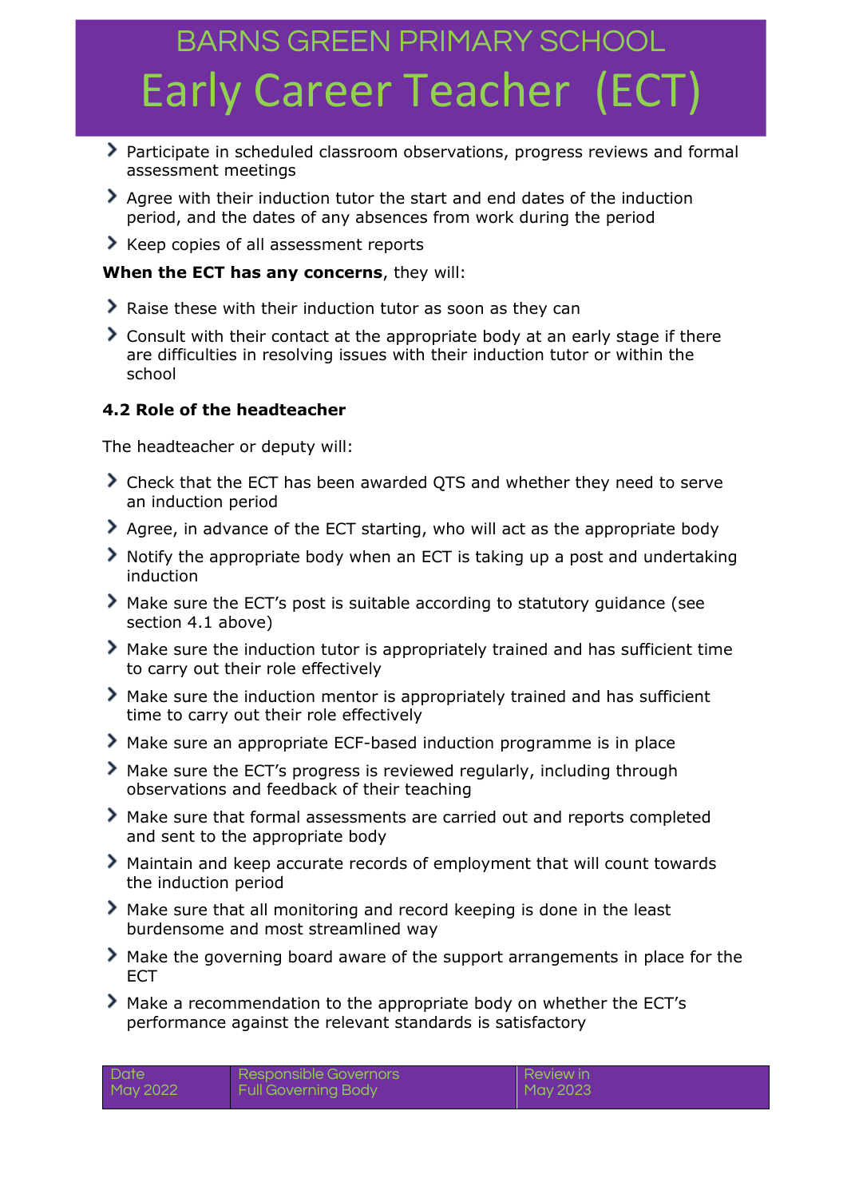- Participate in scheduled classroom observations, progress reviews and formal assessment meetings
- Agree with their induction tutor the start and end dates of the induction period, and the dates of any absences from work during the period
- Keep copies of all assessment reports

**When the ECT has any concerns**, they will:

- Raise these with their induction tutor as soon as they can
- Consult with their contact at the appropriate body at an early stage if there are difficulties in resolving issues with their induction tutor or within the school

### 4.2 Role of the headteacher

The headteacher or deputy will:

- Check that the ECT has been awarded QTS and whether they need to serve an induction period
- Agree, in advance of the ECT starting, who will act as the appropriate body
- Notify the appropriate body when an ECT is taking up a post and undertaking induction
- Make sure the ECT's post is suitable according to statutory guidance (see section 4.1 above)
- Make sure the induction tutor is appropriately trained and has sufficient time to carry out their role effectively
- Make sure the induction mentor is appropriately trained and has sufficient time to carry out their role effectively
- Make sure an appropriate ECF-based induction programme is in place
- Make sure the ECT's progress is reviewed regularly, including through observations and feedback of their teaching
- Make sure that formal assessments are carried out and reports completed and sent to the appropriate body
- Maintain and keep accurate records of employment that will count towards the induction period
- Make sure that all monitoring and record keeping is done in the least burdensome and most streamlined way
- Make the governing board aware of the support arrangements in place for the ECT
- Make a recommendation to the appropriate body on whether the ECT's performance against the relevant standards is satisfactory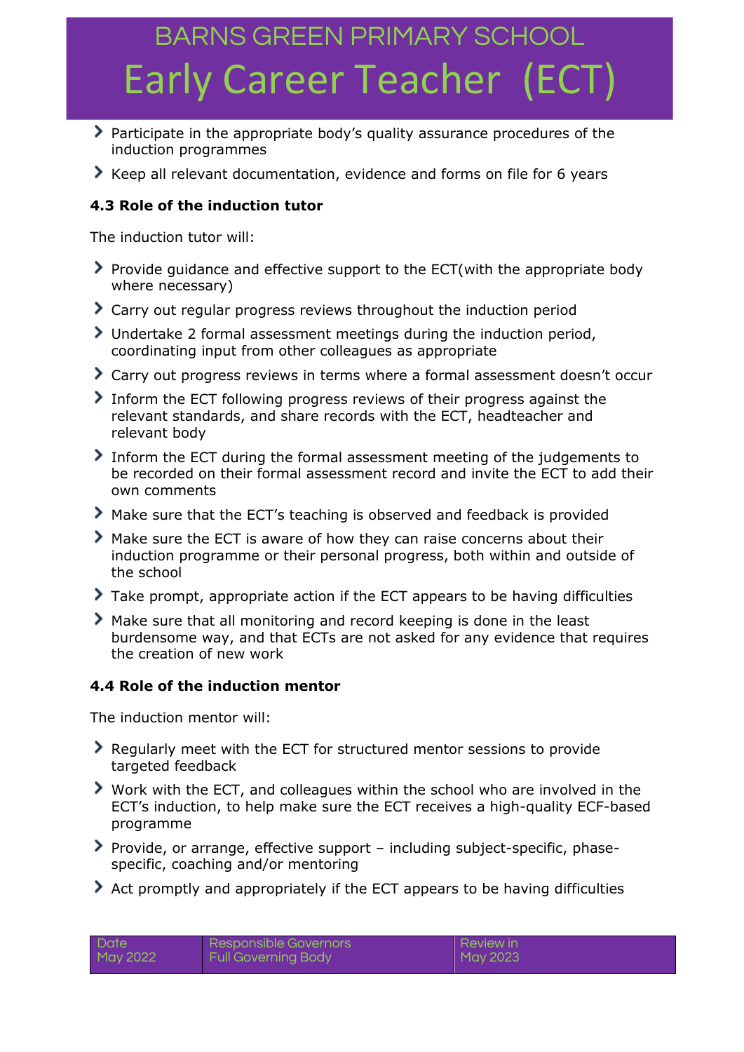- Participate in the appropriate body's quality assurance procedures of the induction programmes
- Keep all relevant documentation, evidence and forms on file for 6 years

### 4.3 Role of the induction tutor

The induction tutor will:

- Provide guidance and effective support to the ECT(with the appropriate body where necessary)
- Carry out regular progress reviews throughout the induction period
- Undertake 2 formal assessment meetings during the induction period, coordinating input from other colleagues as appropriate
- Carry out progress reviews in terms where a formal assessment doesn't occur
- Inform the ECT following progress reviews of their progress against the relevant standards, and share records with the ECT, headteacher and relevant body
- Inform the ECT during the formal assessment meeting of the judgements to be recorded on their formal assessment record and invite the ECT to add their own comments
- Make sure that the ECT's teaching is observed and feedback is provided
- Make sure the ECT is aware of how they can raise concerns about their induction programme or their personal progress, both within and outside of the school
- Take prompt, appropriate action if the ECT appears to be having difficulties
- Make sure that all monitoring and record keeping is done in the least burdensome way, and that ECTs are not asked for any evidence that requires the creation of new work

### 4.4 Role of the induction mentor

The induction mentor will:

- Regularly meet with the ECT for structured mentor sessions to provide targeted feedback
- Work with the ECT, and colleagues within the school who are involved in the ECT's induction, to help make sure the ECT receives a high-quality ECF-based programme
- Provide, or arrange, effective support – including subject-specific, phase-specific, coaching and/or mentoring
- Act promptly and appropriately if the ECT appears to be having difficulties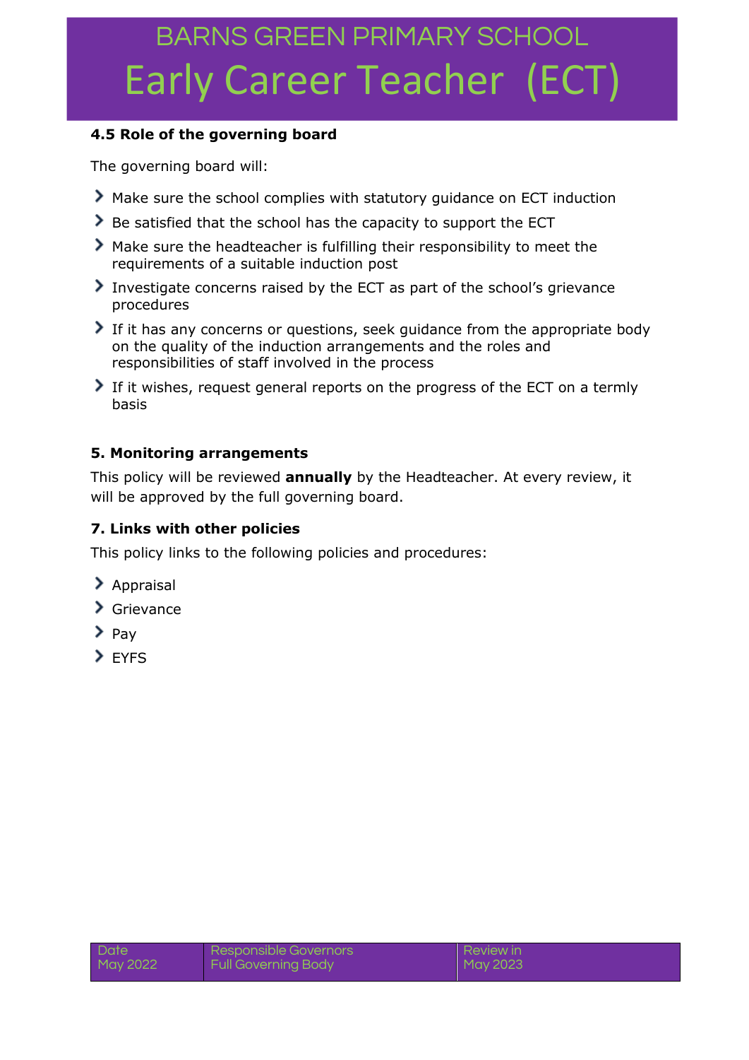### 4.5 Role of the governing board

The governing board will:

- Make sure the school complies with statutory guidance on ECT induction
- Be satisfied that the school has the capacity to support the ECT
- Make sure the headteacher is fulfilling their responsibility to meet the requirements of a suitable induction post
- Investigate concerns raised by the ECT as part of the school's grievance procedures
- If it has any concerns or questions, seek guidance from the appropriate body on the quality of the induction arrangements and the roles and responsibilities of staff involved in the process
- If it wishes, request general reports on the progress of the ECT on a termly basis

### 5. Monitoring arrangements

This policy will be reviewed **annually** by the Headteacher. At every review, it will be approved by the full governing board.

### 7. Links with other policies

This policy links to the following policies and procedures:

- Appraisal
- Grievance
- Pay
- EYFS

| Date | Responsible Governors | Review in |
|---|---|---|
| May 2022 | Full Governing Body | May 2023 |